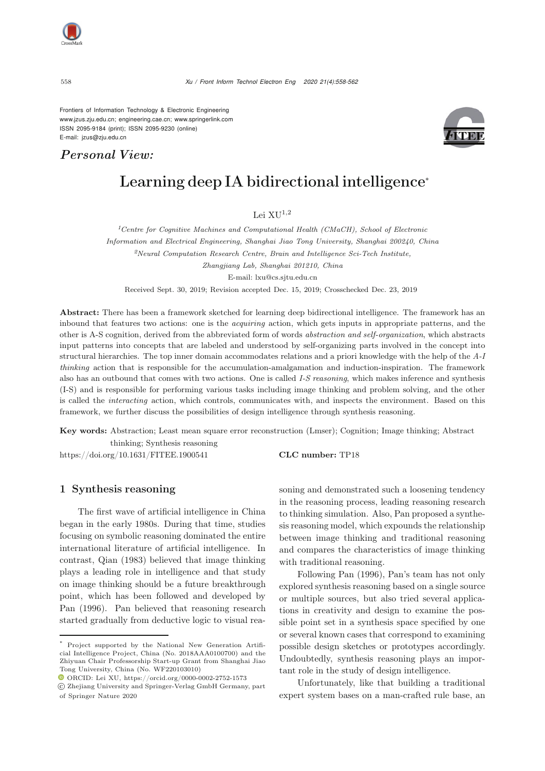Frontiers of Information Technology & Electronic Engineering
www.jzus.zju.edu.cn; engineering.cae.cn; www.springerlink.com
ISSN 2095-9184 (print); ISSN 2095-9230 (online)
E-mail: jzus@zju.edu.cn

*Personal View:*

# Learning deep IA bidirectional intelligence*

Lei XU[1,2]

[1]*Centre for Cognitive Machines and Computational Health (CMaCH), School of Electronic Information and Electrical Engineering, Shanghai Jiao Tong University, Shanghai 200240, China*

[2]*Neural Computation Research Centre, Brain and Intelligence Sci-Tech Institute, Zhangjiang Lab, Shanghai 201210, China*

E-mail: lxu@cs.sjtu.edu.cn

Received Sept. 30, 2019; Revision accepted Dec. 15, 2019; Crosschecked Dec. 23, 2019

**Abstract:** There has been a framework sketched for learning deep bidirectional intelligence. The framework has an inbound that features two actions: one is the *acquiring* action, which gets inputs in appropriate patterns, and the other is A-S cognition, derived from the abbreviated form of words *abstraction and self-organization*, which abstracts input patterns into concepts that are labeled and understood by self-organizing parts involved in the concept into structural hierarchies. The top inner domain accommodates relations and a priori knowledge with the help of the *A-I thinking* action that is responsible for the accumulation-amalgamation and induction-inspiration. The framework also has an outbound that comes with two actions. One is called *I-S reasoning*, which makes inference and synthesis (I-S) and is responsible for performing various tasks including image thinking and problem solving, and the other is called the *interacting* action, which controls, communicates with, and inspects the environment. Based on this framework, we further discuss the possibilities of design intelligence through synthesis reasoning.

**Key words:** Abstraction; Least mean square error reconstruction (Lmser); Cognition; Image thinking; Abstract thinking; Synthesis reasoning

https://doi.org/10.1631/FITEE.1900541 **CLC number:** TP18

## 1 Synthesis reasoning

The first wave of artificial intelligence in China began in the early 1980s. During that time, studies focusing on symbolic reasoning dominated the entire international literature of artificial intelligence. In contrast, Qian (1983) believed that image thinking plays a leading role in intelligence and that study on image thinking should be a future breakthrough point, which has been followed and developed by Pan (1996). Pan believed that reasoning research started gradually from deductive logic to visual reasoning and demonstrated such a loosening tendency in the reasoning process, leading reasoning research to thinking simulation. Also, Pan proposed a synthesis reasoning model, which expounds the relationship between image thinking and traditional reasoning and compares the characteristics of image thinking with traditional reasoning.

Following Pan (1996), Pan's team has not only explored synthesis reasoning based on a single source or multiple sources, but also tried several applications in creativity and design to examine the possible point set in a synthesis space specified by one or several known cases that correspond to examining possible design sketches or prototypes accordingly. Undoubtedly, synthesis reasoning plays an important role in the study of design intelligence.

Unfortunately, like that building a traditional expert system bases on a man-crafted rule base, an

---

* Project supported by the National New Generation Artificial Intelligence Project, China (No. 2018AAA0100700) and the Zhiyuan Chair Professorship Start-up Grant from Shanghai Jiao Tong University, China (No. WF220103010)

ORCID: Lei XU, https://orcid.org/0000-0002-2752-1573

© Zhejiang University and Springer-Verlag GmbH Germany, part of Springer Nature 2020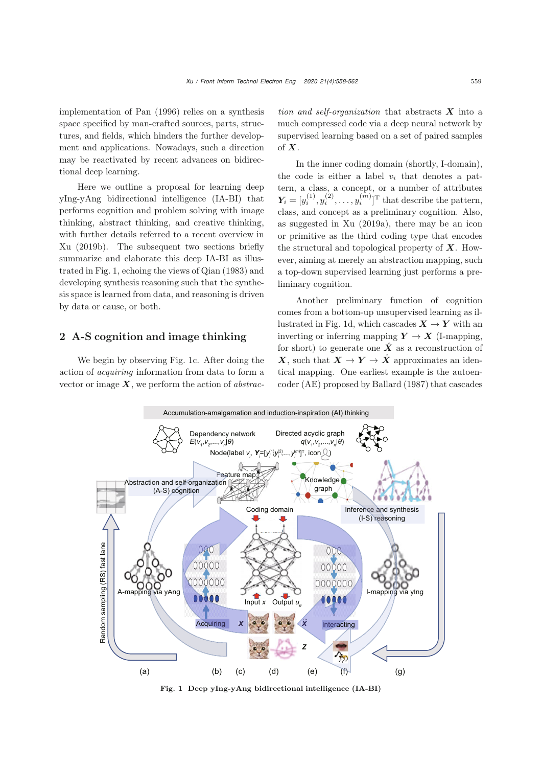implementation of Pan (1996) relies on a synthesis space specified by man-crafted sources, parts, structures, and fields, which hinders the further development and applications. Nowadays, such a direction may be reactivated by recent advances on bidirectional deep learning.

Here we outline a proposal for learning deep yIng-yAng bidirectional intelligence (IA-BI) that performs cognition and problem solving with image thinking, abstract thinking, and creative thinking, with further details referred to a recent overview in Xu (2019b). The subsequent two sections briefly summarize and elaborate this deep IA-BI as illustrated in Fig. 1, echoing the views of Qian (1983) and developing synthesis reasoning such that the synthesis space is learned from data, and reasoning is driven by data or cause, or both.

## 2 A-S cognition and image thinking

We begin by observing Fig. 1c. After doing the action of *acquiring* information from data to form a vector or image $\boldsymbol{X}$, we perform the action of *abstraction and self-organization* that abstracts $\boldsymbol{X}$ into a much compressed code via a deep neural network by supervised learning based on a set of paired samples of $\boldsymbol{X}$.

In the inner coding domain (shortly, I-domain), the code is either a label $v_i$ that denotes a pattern, a class, a concept, or a number of attributes $\boldsymbol{Y}_i = [y_i^{(1)}, y_i^{(2)}, \ldots, y_i^{(m)}]^{\mathrm{T}}$ that describe the pattern, class, and concept as a preliminary cognition. Also, as suggested in Xu (2019a), there may be an icon or primitive as the third coding type that encodes the structural and topological property of $\boldsymbol{X}$. However, aiming at merely an abstraction mapping, such a top-down supervised learning just performs a preliminary cognition.

Another preliminary function of cognition comes from a bottom-up unsupervised learning as illustrated in Fig. 1d, which cascades $\boldsymbol{X} \to \boldsymbol{Y}$ with an inverting or inferring mapping $\boldsymbol{Y} \to \boldsymbol{X}$ (I-mapping, for short) to generate one $\hat{\boldsymbol{X}}$ as a reconstruction of $\boldsymbol{X}$, such that $\boldsymbol{X} \to \boldsymbol{Y} \to \hat{\boldsymbol{X}}$ approximates an identical mapping. One earliest example is the autoencoder (AE) proposed by Ballard (1987) that cascades

Fig. 1 Deep yIng-yAng bidirectional intelligence (IA-BI)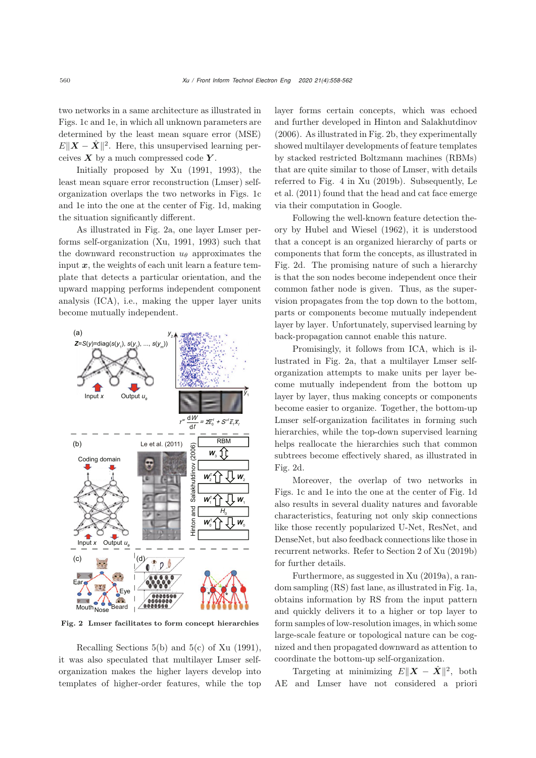two networks in a same architecture as illustrated in Figs. 1c and 1e, in which all unknown parameters are determined by the least mean square error (MSE) $E\|\boldsymbol{X}-\hat{\boldsymbol{X}}\|^2$. Here, this unsupervised learning perceives $\boldsymbol{X}$ by a much compressed code $\boldsymbol{Y}$.

Initially proposed by Xu (1991, 1993), the least mean square error reconstruction (Lmser) self-organization overlaps the two networks in Figs. 1c and 1e into the one at the center of Fig. 1d, making the situation significantly different.

As illustrated in Fig. 2a, one layer Lmser performs self-organization (Xu, 1991, 1993) such that the downward reconstruction $u_\theta$ approximates the input $\boldsymbol{x}$, the weights of each unit learn a feature template that detects a particular orientation, and the upward mapping performs independent component analysis (ICA), i.e., making the upper layer units become mutually independent.

Fig. 2 Lmser facilitates to form concept hierarchies

Recalling Sections 5(b) and 5(c) of Xu (1991), it was also speculated that multilayer Lmser self-organization makes the higher layers develop into templates of higher-order features, while the top layer forms certain concepts, which was echoed and further developed in Hinton and Salakhutdinov (2006). As illustrated in Fig. 2b, they experimentally showed multilayer developments of feature templates by stacked restricted Boltzmann machines (RBMs) that are quite similar to those of Lmser, with details referred to Fig. 4 in Xu (2019b). Subsequently, Le et al. (2011) found that the head and cat face emerge via their computation in Google.

Following the well-known feature detection theory by Hubel and Wiesel (1962), it is understood that a concept is an organized hierarchy of parts or components that form the concepts, as illustrated in Fig. 2d. The promising nature of such a hierarchy is that the son nodes become independent once their common father node is given. Thus, as the supervision propagates from the top down to the bottom, parts or components become mutually independent layer by layer. Unfortunately, supervised learning by back-propagation cannot enable this nature.

Promisingly, it follows from ICA, which is illustrated in Fig. 2a, that a multilayer Lmser self-organization attempts to make units per layer become mutually independent from the bottom up layer by layer, thus making concepts or components become easier to organize. Together, the bottom-up Lmser self-organization facilitates in forming such hierarchies, while the top-down supervised learning helps reallocate the hierarchies such that common subtrees become effectively shared, as illustrated in Fig. 2d.

Moreover, the overlap of two networks in Figs. 1c and 1e into the one at the center of Fig. 1d also results in several duality natures and favorable characteristics, featuring not only skip connections like those recently popularized U-Net, ResNet, and DenseNet, but also feedback connections like those in recurrent networks. Refer to Section 2 of Xu (2019b) for further details.

Furthermore, as suggested in Xu (2019a), a random sampling (RS) fast lane, as illustrated in Fig. 1a, obtains information by RS from the input pattern and quickly delivers it to a higher or top layer to form samples of low-resolution images, in which some large-scale feature or topological nature can be cognized and then propagated downward as attention to coordinate the bottom-up self-organization.

Targeting at minimizing $E\|\boldsymbol{X}-\hat{\boldsymbol{X}}\|^2$, both AE and Lmser have not considered a priori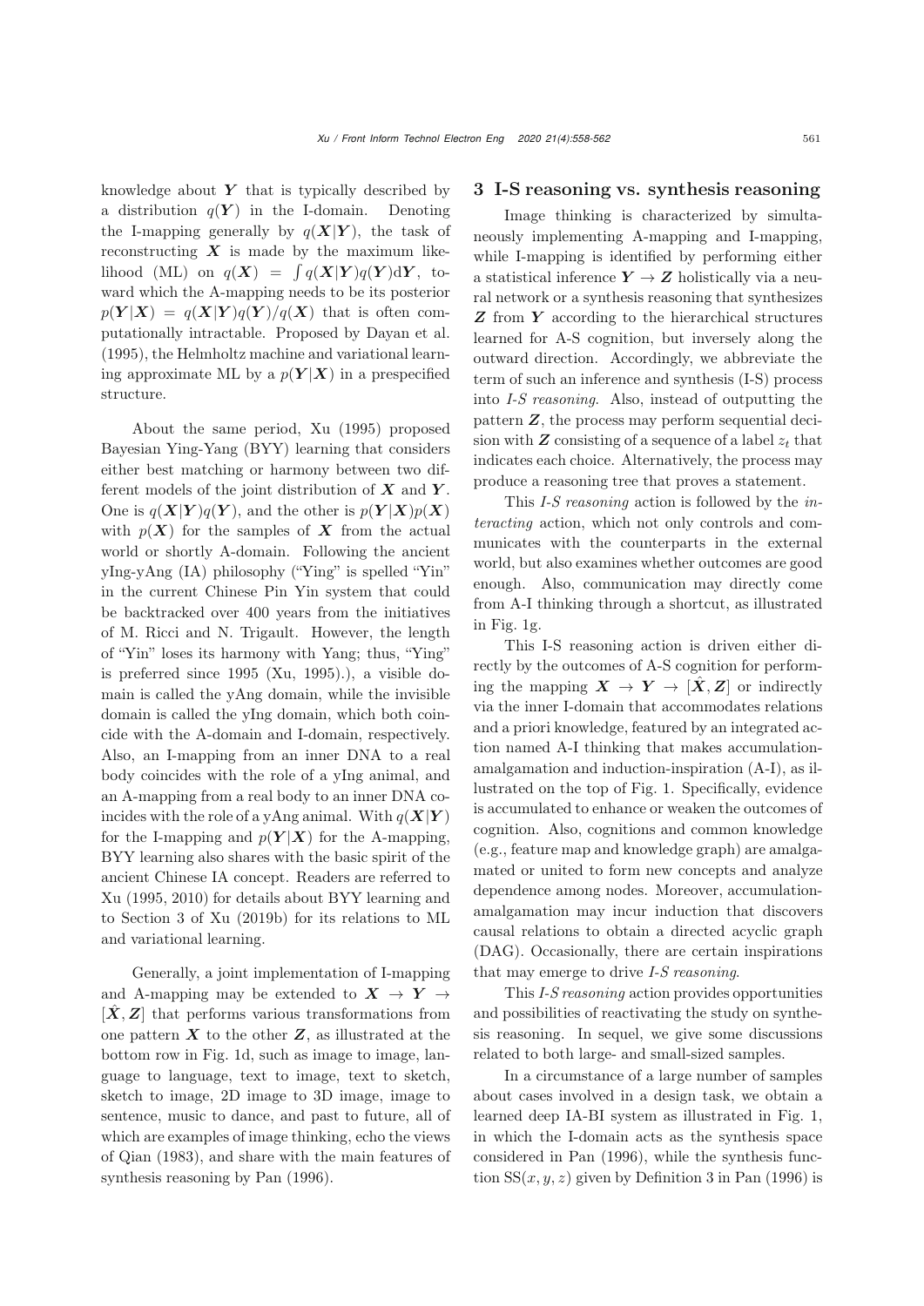knowledge about $\boldsymbol{Y}$ that is typically described by a distribution $q(\boldsymbol{Y})$ in the I-domain. Denoting the I-mapping generally by $q(\boldsymbol{X}|\boldsymbol{Y})$, the task of reconstructing $\boldsymbol{X}$ is made by the maximum likelihood (ML) on $q(\boldsymbol{X}) = \int q(\boldsymbol{X}|\boldsymbol{Y})q(\boldsymbol{Y})\mathrm{d}\boldsymbol{Y}$, toward which the A-mapping needs to be its posterior $p(\boldsymbol{Y}|\boldsymbol{X}) = q(\boldsymbol{X}|\boldsymbol{Y})q(\boldsymbol{Y})/q(\boldsymbol{X})$ that is often computationally intractable. Proposed by Dayan et al. (1995), the Helmholtz machine and variational learning approximate ML by a $p(\boldsymbol{Y}|\boldsymbol{X})$ in a prespecified structure.

About the same period, Xu (1995) proposed Bayesian Ying-Yang (BYY) learning that considers either best matching or harmony between two different models of the joint distribution of $\boldsymbol{X}$ and $\boldsymbol{Y}$. One is $q(\boldsymbol{X}|\boldsymbol{Y})q(\boldsymbol{Y})$, and the other is $p(\boldsymbol{Y}|\boldsymbol{X})p(\boldsymbol{X})$ with $p(\boldsymbol{X})$ for the samples of $\boldsymbol{X}$ from the actual world or shortly A-domain. Following the ancient yIng-yAng (IA) philosophy ("Ying" is spelled "Yin" in the current Chinese Pin Yin system that could be backtracked over 400 years from the initiatives of M. Ricci and N. Trigault. However, the length of "Yin" loses its harmony with Yang; thus, "Ying" is preferred since 1995 (Xu, 1995).), a visible domain is called the yAng domain, while the invisible domain is called the yIng domain, which both coincide with the A-domain and I-domain, respectively. Also, an I-mapping from an inner DNA to a real body coincides with the role of a yIng animal, and an A-mapping from a real body to an inner DNA coincides with the role of a yAng animal. With $q(\boldsymbol{X}|\boldsymbol{Y})$ for the I-mapping and $p(\boldsymbol{Y}|\boldsymbol{X})$ for the A-mapping, BYY learning also shares with the basic spirit of the ancient Chinese IA concept. Readers are referred to Xu (1995, 2010) for details about BYY learning and to Section 3 of Xu (2019b) for its relations to ML and variational learning.

Generally, a joint implementation of I-mapping and A-mapping may be extended to $\boldsymbol{X} \to \boldsymbol{Y} \to [\hat{\boldsymbol{X}}, \boldsymbol{Z}]$ that performs various transformations from one pattern $\boldsymbol{X}$ to the other $\boldsymbol{Z}$, as illustrated at the bottom row in Fig. 1d, such as image to image, language to language, text to image, text to sketch, sketch to image, 2D image to 3D image, image to sentence, music to dance, and past to future, all of which are examples of image thinking, echo the views of Qian (1983), and share with the main features of synthesis reasoning by Pan (1996).

## 3 I-S reasoning vs. synthesis reasoning

Image thinking is characterized by simultaneously implementing A-mapping and I-mapping, while I-mapping is identified by performing either a statistical inference $\boldsymbol{Y} \to \boldsymbol{Z}$ holistically via a neural network or a synthesis reasoning that synthesizes $\boldsymbol{Z}$ from $\boldsymbol{Y}$ according to the hierarchical structures learned for A-S cognition, but inversely along the outward direction. Accordingly, we abbreviate the term of such an inference and synthesis (I-S) process into *I-S reasoning*. Also, instead of outputting the pattern $\boldsymbol{Z}$, the process may perform sequential decision with $\boldsymbol{Z}$ consisting of a sequence of a label $z_t$ that indicates each choice. Alternatively, the process may produce a reasoning tree that proves a statement.

This *I-S reasoning* action is followed by the *interacting* action, which not only controls and communicates with the counterparts in the external world, but also examines whether outcomes are good enough. Also, communication may directly come from A-I thinking through a shortcut, as illustrated in Fig. 1g.

This I-S reasoning action is driven either directly by the outcomes of A-S cognition for performing the mapping $\boldsymbol{X} \to \boldsymbol{Y} \to [\hat{\boldsymbol{X}}, \boldsymbol{Z}]$ or indirectly via the inner I-domain that accommodates relations and a priori knowledge, featured by an integrated action named A-I thinking that makes accumulation-amalgamation and induction-inspiration (A-I), as illustrated on the top of Fig. 1. Specifically, evidence is accumulated to enhance or weaken the outcomes of cognition. Also, cognitions and common knowledge (e.g., feature map and knowledge graph) are amalgamated or united to form new concepts and analyze dependence among nodes. Moreover, accumulation-amalgamation may incur induction that discovers causal relations to obtain a directed acyclic graph (DAG). Occasionally, there are certain inspirations that may emerge to drive *I-S reasoning*.

This *I-S reasoning* action provides opportunities and possibilities of reactivating the study on synthesis reasoning. In sequel, we give some discussions related to both large- and small-sized samples.

In a circumstance of a large number of samples about cases involved in a design task, we obtain a learned deep IA-BI system as illustrated in Fig. 1, in which the I-domain acts as the synthesis space considered in Pan (1996), while the synthesis function $\mathrm{SS}(x, y, z)$ given by Definition 3 in Pan (1996) is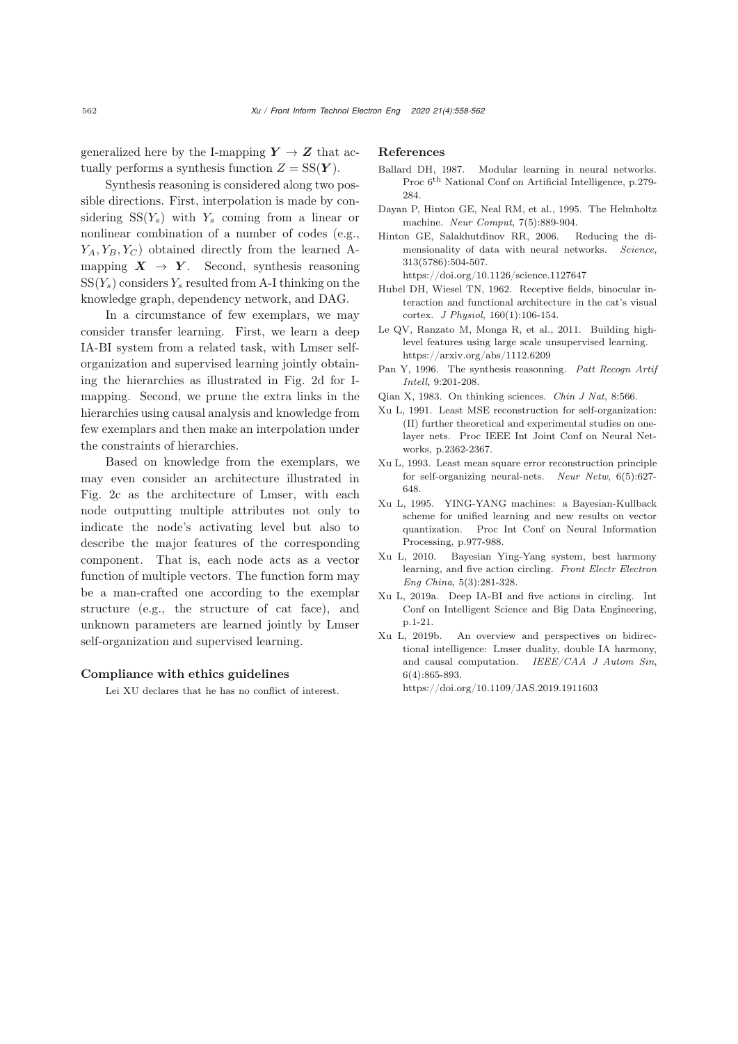generalized here by the I-mapping $\boldsymbol{Y} \rightarrow \boldsymbol{Z}$ that actually performs a synthesis function $Z = \mathrm{SS}(\boldsymbol{Y})$.

Synthesis reasoning is considered along two possible directions. First, interpolation is made by considering $\mathrm{SS}(Y_s)$ with $Y_s$ coming from a linear or nonlinear combination of a number of codes (e.g., $Y_A, Y_B, Y_C$) obtained directly from the learned A-mapping $\boldsymbol{X} \rightarrow \boldsymbol{Y}$. Second, synthesis reasoning $\mathrm{SS}(Y_s)$ considers $Y_s$ resulted from A-I thinking on the knowledge graph, dependency network, and DAG.

In a circumstance of few exemplars, we may consider transfer learning. First, we learn a deep IA-BI system from a related task, with Lmser self-organization and supervised learning jointly obtaining the hierarchies as illustrated in Fig. 2d for I-mapping. Second, we prune the extra links in the hierarchies using causal analysis and knowledge from few exemplars and then make an interpolation under the constraints of hierarchies.

Based on knowledge from the exemplars, we may even consider an architecture illustrated in Fig. 2c as the architecture of Lmser, with each node outputting multiple attributes not only to indicate the node's activating level but also to describe the major features of the corresponding component. That is, each node acts as a vector function of multiple vectors. The function form may be a man-crafted one according to the exemplar structure (e.g., the structure of cat face), and unknown parameters are learned jointly by Lmser self-organization and supervised learning.

## Compliance with ethics guidelines

Lei XU declares that he has no conflict of interest.

## References

Ballard DH, 1987. Modular learning in neural networks. Proc 6th National Conf on Artificial Intelligence, p.279-284.

Dayan P, Hinton GE, Neal RM, et al., 1995. The Helmholtz machine. *Neur Comput*, 7(5):889-904.

Hinton GE, Salakhutdinov RR, 2006. Reducing the dimensionality of data with neural networks. *Science*, 313(5786):504-507. https://doi.org/10.1126/science.1127647

Hubel DH, Wiesel TN, 1962. Receptive fields, binocular interaction and functional architecture in the cat's visual cortex. *J Physiol*, 160(1):106-154.

Le QV, Ranzato M, Monga R, et al., 2011. Building high-level features using large scale unsupervised learning. https://arxiv.org/abs/1112.6209

Pan Y, 1996. The synthesis reasonning. *Patt Recogn Artif Intell*, 9:201-208.

Qian X, 1983. On thinking sciences. *Chin J Nat*, 8:566.

Xu L, 1991. Least MSE reconstruction for self-organization: (II) further theoretical and experimental studies on one-layer nets. Proc IEEE Int Joint Conf on Neural Networks, p.2362-2367.

Xu L, 1993. Least mean square error reconstruction principle for self-organizing neural-nets. *Neur Netw*, 6(5):627-648.

Xu L, 1995. YING-YANG machines: a Bayesian-Kullback scheme for unified learning and new results on vector quantization. Proc Int Conf on Neural Information Processing, p.977-988.

Xu L, 2010. Bayesian Ying-Yang system, best harmony learning, and five action circling. *Front Electr Electron Eng China*, 5(3):281-328.

Xu L, 2019a. Deep IA-BI and five actions in circling. Int Conf on Intelligent Science and Big Data Engineering, p.1-21.

Xu L, 2019b. An overview and perspectives on bidirectional intelligence: Lmser duality, double IA harmony, and causal computation. *IEEE/CAA J Autom Sin*, 6(4):865-893. https://doi.org/10.1109/JAS.2019.1911603